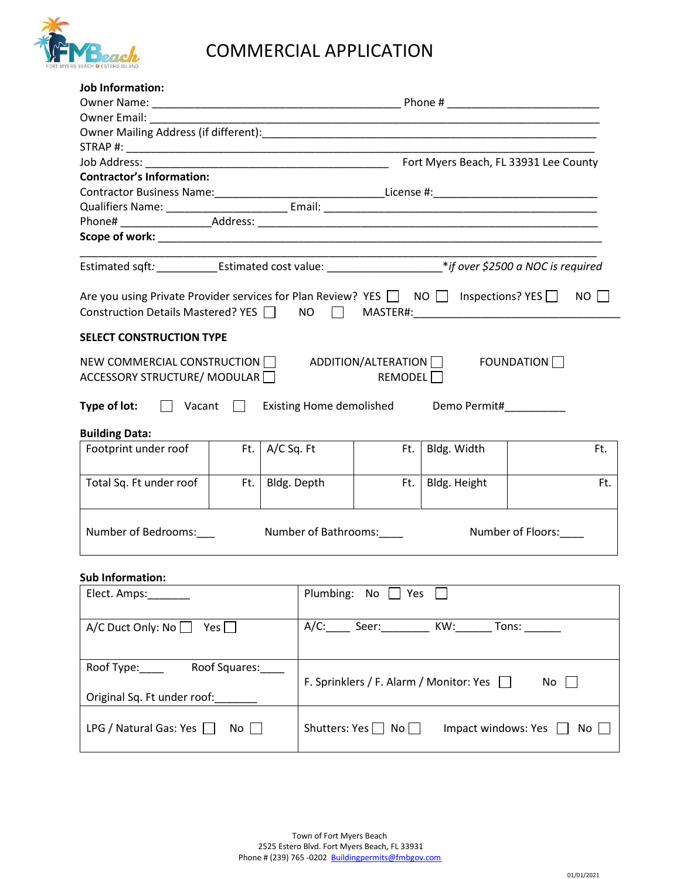# COMMERCIAL APPLICATION

**Job Information:**

Owner Name: ________________________________________ Phone # ________________________

Owner Email: ____________________________________________________________________

Owner Mailing Address (if different):_____________________________________________________

STRAP #: _______________________________________________________________________

Job Address: _______________________________________ Fort Myers Beach, FL 33931 Lee County

**Contractor's Information:**

Contractor Business Name:___________________________License #:___________________________

Qualifiers Name: ____________________ Email: _____________________________________________

Phone# _______________Address: _______________________________________________________

**Scope of work:** _______________________________________________________________________

_________________________________________________________________________________

Estimated sqft: __________ Estimated cost value: __________________ *\*if over $2500 a NOC is required*

Are you using Private Provider services for Plan Review? YES ☐ NO ☐ Inspections? YES ☐ NO ☐

Construction Details Mastered? YES ☐ NO ☐ MASTER#:__________________________________

**SELECT CONSTRUCTION TYPE**

NEW COMMERCIAL CONSTRUCTION ☐ ADDITION/ALTERATION ☐ FOUNDATION ☐

ACCESSORY STRUCTURE/ MODULAR ☐ REMODEL ☐

**Type of lot:** ☐ Vacant ☐ Existing Home demolished Demo Permit#__________

**Building Data:**

| Footprint under roof | Ft. | A/C Sq. Ft | Ft. | Bldg. Width | Ft. |
|---|---|---|---|---|---|
| Total Sq. Ft under roof | Ft. | Bldg. Depth | Ft. | Bldg. Height | Ft. |
| Number of Bedrooms:___ | | Number of Bathrooms:____ | | Number of Floors:____ | |

**Sub Information:**

| | |
|---|---|
| Elect. Amps:_______ | Plumbing: No ☐ Yes ☐ |
| A/C Duct Only: No ☐ Yes ☐ | A/C:____ Seer:________ KW:______ Tons: ______ |
| Roof Type:____ Roof Squares:____<br>Original Sq. Ft under roof:_______ | F. Sprinklers / F. Alarm / Monitor: Yes ☐ No ☐ |
| LPG / Natural Gas: Yes ☐ No ☐ | Shutters: Yes ☐ No ☐ Impact windows: Yes ☐ No ☐ |

Town of Fort Myers Beach
2525 Estero Blvd. Fort Myers Beach, FL 33931
Phone # (239) 765 -0202 Buildingpermits@fmbgov.com

01/01/2021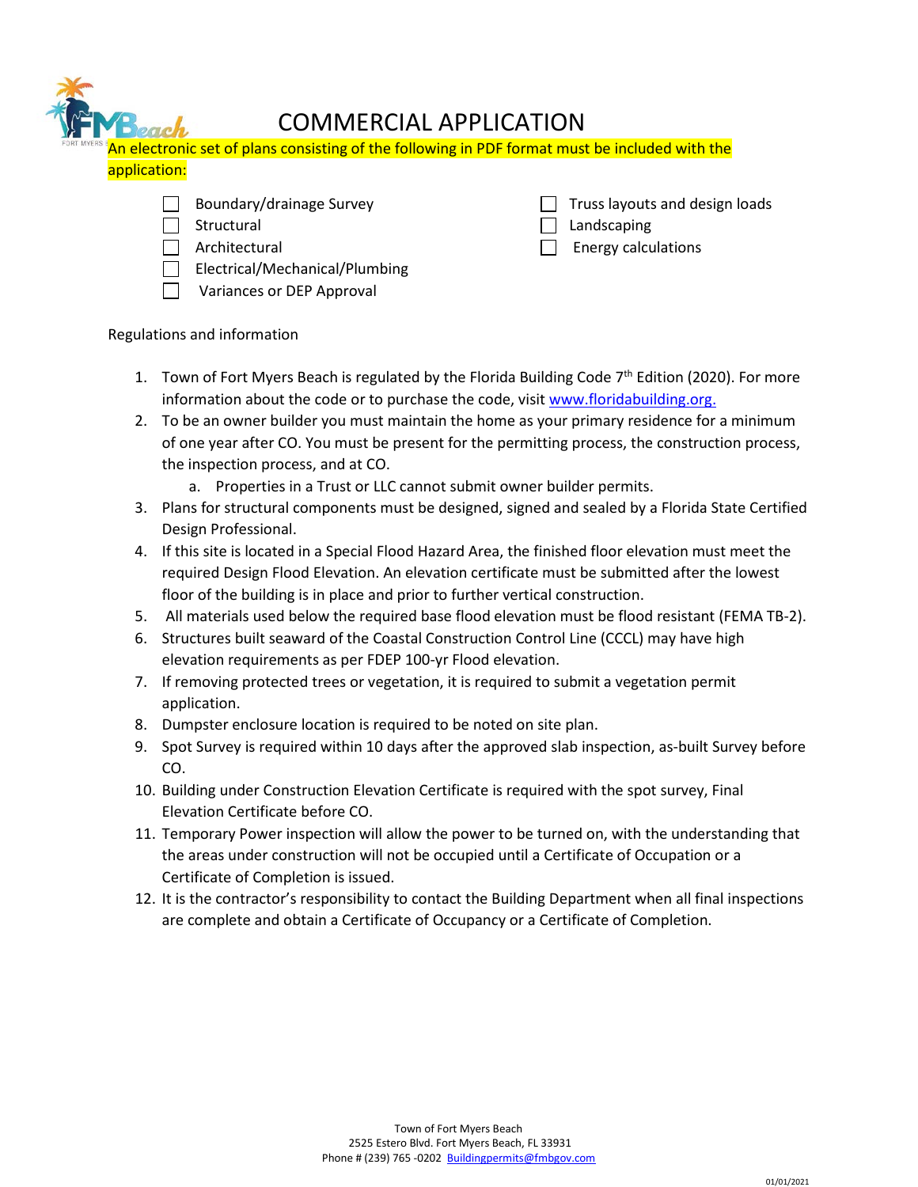# COMMERCIAL APPLICATION

An electronic set of plans consisting of the following in PDF format must be included with the application:

- ☐ Boundary/drainage Survey
- ☐ Structural
- ☐ Architectural
- ☐ Electrical/Mechanical/Plumbing
- ☐ Variances or DEP Approval
- ☐ Truss layouts and design loads
- ☐ Landscaping
- ☐ Energy calculations

Regulations and information

1. Town of Fort Myers Beach is regulated by the Florida Building Code 7th Edition (2020). For more information about the code or to purchase the code, visit www.floridabuilding.org.
2. To be an owner builder you must maintain the home as your primary residence for a minimum of one year after CO. You must be present for the permitting process, the construction process, the inspection process, and at CO.
   a. Properties in a Trust or LLC cannot submit owner builder permits.
3. Plans for structural components must be designed, signed and sealed by a Florida State Certified Design Professional.
4. If this site is located in a Special Flood Hazard Area, the finished floor elevation must meet the required Design Flood Elevation. An elevation certificate must be submitted after the lowest floor of the building is in place and prior to further vertical construction.
5. All materials used below the required base flood elevation must be flood resistant (FEMA TB-2).
6. Structures built seaward of the Coastal Construction Control Line (CCCL) may have high elevation requirements as per FDEP 100-yr Flood elevation.
7. If removing protected trees or vegetation, it is required to submit a vegetation permit application.
8. Dumpster enclosure location is required to be noted on site plan.
9. Spot Survey is required within 10 days after the approved slab inspection, as-built Survey before CO.
10. Building under Construction Elevation Certificate is required with the spot survey, Final Elevation Certificate before CO.
11. Temporary Power inspection will allow the power to be turned on, with the understanding that the areas under construction will not be occupied until a Certificate of Occupation or a Certificate of Completion is issued.
12. It is the contractor's responsibility to contact the Building Department when all final inspections are complete and obtain a Certificate of Occupancy or a Certificate of Completion.

Town of Fort Myers Beach
2525 Estero Blvd. Fort Myers Beach, FL 33931
Phone # (239) 765 -0202 Buildingpermits@fmbgov.com

01/01/2021